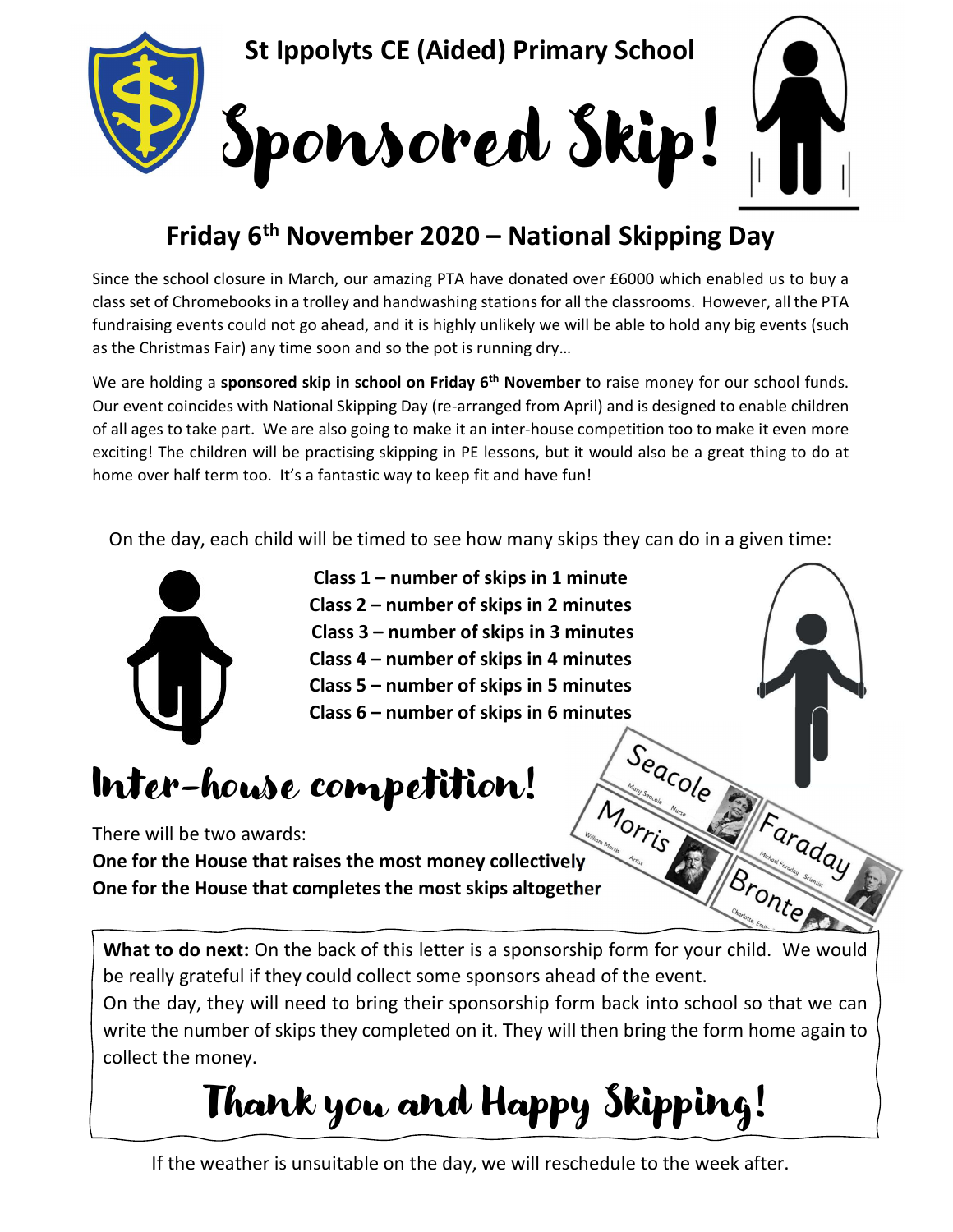**St Ippolyts CE (Aided) Primary School**

# Sponsored Skip!

## Friday 6th November 2020 – National Skipping Day

Since the school closure in March, our amazing PTA have donated over £6000 which enabled us to buy a class set of Chromebooks in a trolley and handwashing stations for all the classrooms. However, all the PTA fundraising events could not go ahead, and it is highly unlikely we will be able to hold any big events (such as the Christmas Fair) any time soon and so the pot is running dry…

We are holding a **sponsored skip in school on Friday 6th November** to raise money for our school funds. Our event coincides with National Skipping Day (re-arranged from April) and is designed to enable children of all ages to take part. We are also going to make it an inter-house competition too to make it even more exciting! The children will be practising skipping in PE lessons, but it would also be a great thing to do at home over half term too. It's a fantastic way to keep fit and have fun!

On the day, each child will be timed to see how many skips they can do in a given time:

**Class 1 – number of skips in 1 minute**
**Class 2 – number of skips in 2 minutes**
**Class 3 – number of skips in 3 minutes**
**Class 4 – number of skips in 4 minutes**
**Class 5 – number of skips in 5 minutes**
**Class 6 – number of skips in 6 minutes**

## Inter-house competition!

Seacole · Morris · Faraday · Bronte

There will be two awards:
**One for the House that raises the most money collectively**
**One for the House that completes the most skips altogether**

**What to do next:** On the back of this letter is a sponsorship form for your child. We would be really grateful if they could collect some sponsors ahead of the event.
On the day, they will need to bring their sponsorship form back into school so that we can write the number of skips they completed on it. They will then bring the form home again to collect the money.

## Thank you and Happy Skipping!

If the weather is unsuitable on the day, we will reschedule to the week after.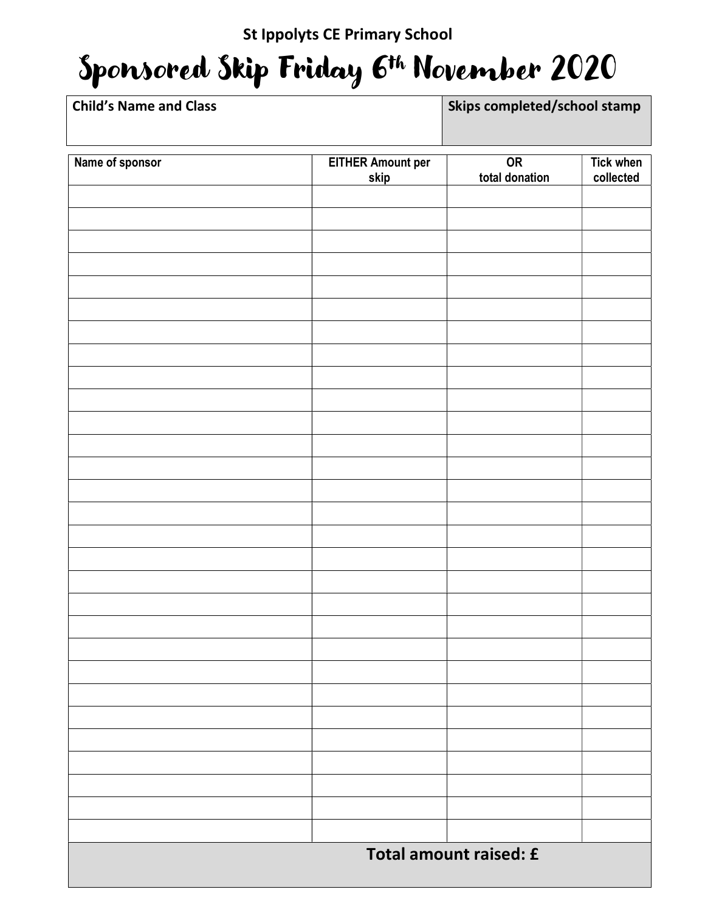**St Ippolyts CE Primary School**

# Sponsored Skip Friday 6th November 2020

| Child's Name and Class | Skips completed/school stamp |
|---|---|
| | |

| Name of sponsor | EITHER Amount per skip | OR total donation | Tick when collected |
|---|---|---|---|
| | | | |
| | | | |
| | | | |
| | | | |
| | | | |
| | | | |
| | | | |
| | | | |
| | | | |
| | | | |
| | | | |
| | | | |
| | | | |
| | | | |
| | | | |
| | | | |
| | | | |
| | | | |
| | | | |
| | | | |
| | | | |
| | | | |
| | | | |
| | | | |
| | | | |
| | | | |
| | | | |
| | | | |
| | | | |
| Total amount raised: £ | | | |